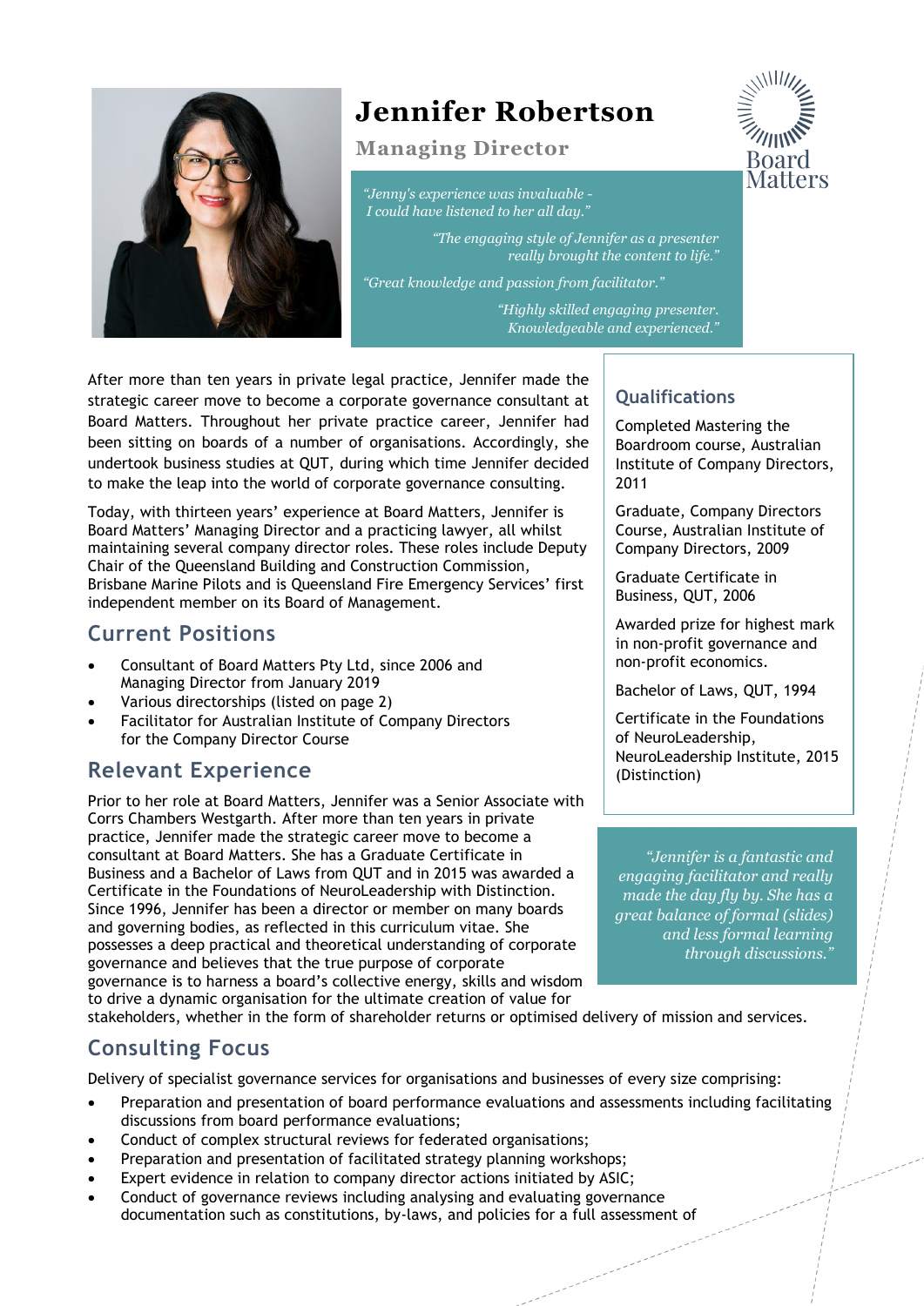# Jennifer Robertson

## Managing Director

Board Matters

*"Jenny's experience was invaluable - I could have listened to her all day."*

*"The engaging style of Jennifer as a presenter really brought the content to life."*

*"Great knowledge and passion from facilitator."*

*"Highly skilled engaging presenter. Knowledgeable and experienced."*

After more than ten years in private legal practice, Jennifer made the strategic career move to become a corporate governance consultant at Board Matters. Throughout her private practice career, Jennifer had been sitting on boards of a number of organisations. Accordingly, she undertook business studies at QUT, during which time Jennifer decided to make the leap into the world of corporate governance consulting.

Today, with thirteen years' experience at Board Matters, Jennifer is Board Matters' Managing Director and a practicing lawyer, all whilst maintaining several company director roles. These roles include Deputy Chair of the Queensland Building and Construction Commission, Brisbane Marine Pilots and is Queensland Fire Emergency Services' first independent member on its Board of Management.

## Current Positions

- Consultant of Board Matters Pty Ltd, since 2006 and Managing Director from January 2019
- Various directorships (listed on page 2)
- Facilitator for Australian Institute of Company Directors for the Company Director Course

## Relevant Experience

Prior to her role at Board Matters, Jennifer was a Senior Associate with Corrs Chambers Westgarth. After more than ten years in private practice, Jennifer made the strategic career move to become a consultant at Board Matters. She has a Graduate Certificate in Business and a Bachelor of Laws from QUT and in 2015 was awarded a Certificate in the Foundations of NeuroLeadership with Distinction. Since 1996, Jennifer has been a director or member on many boards and governing bodies, as reflected in this curriculum vitae. She possesses a deep practical and theoretical understanding of corporate governance and believes that the true purpose of corporate governance is to harness a board's collective energy, skills and wisdom to drive a dynamic organisation for the ultimate creation of value for stakeholders, whether in the form of shareholder returns or optimised delivery of mission and services.

## Qualifications

Completed Mastering the Boardroom course, Australian Institute of Company Directors, 2011

Graduate, Company Directors Course, Australian Institute of Company Directors, 2009

Graduate Certificate in Business, QUT, 2006

Awarded prize for highest mark in non-profit governance and non-profit economics.

Bachelor of Laws, QUT, 1994

Certificate in the Foundations of NeuroLeadership, NeuroLeadership Institute, 2015 (Distinction)

*"Jennifer is a fantastic and engaging facilitator and really made the day fly by. She has a great balance of formal (slides) and less formal learning through discussions."*

## Consulting Focus

Delivery of specialist governance services for organisations and businesses of every size comprising:

- Preparation and presentation of board performance evaluations and assessments including facilitating discussions from board performance evaluations;
- Conduct of complex structural reviews for federated organisations;
- Preparation and presentation of facilitated strategy planning workshops;
- Expert evidence in relation to company director actions initiated by ASIC;
- Conduct of governance reviews including analysing and evaluating governance documentation such as constitutions, by-laws, and policies for a full assessment of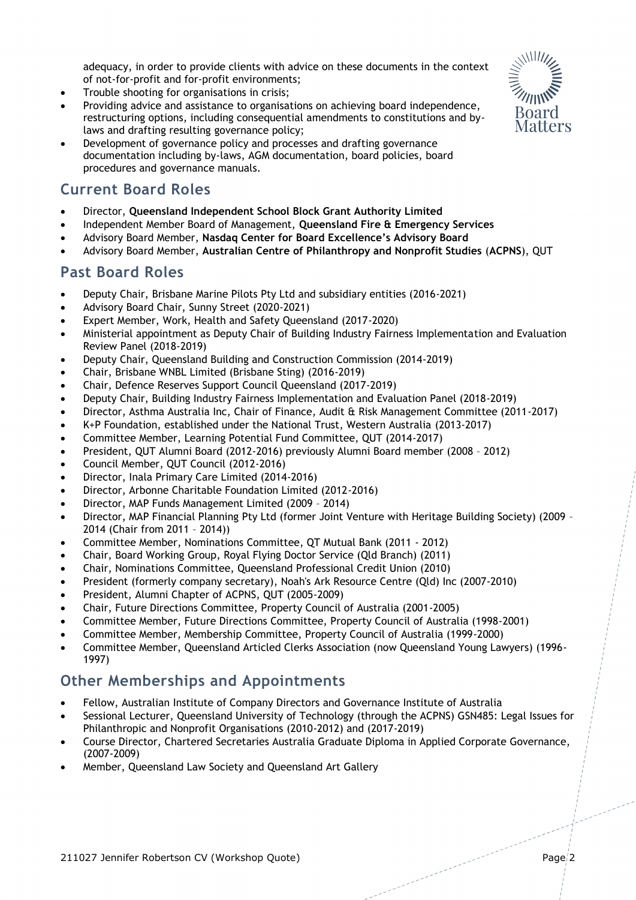adequacy, in order to provide clients with advice on these documents in the context of not-for-profit and for-profit environments;

- Trouble shooting for organisations in crisis;
- Providing advice and assistance to organisations on achieving board independence, restructuring options, including consequential amendments to constitutions and by-laws and drafting resulting governance policy;
- Development of governance policy and processes and drafting governance documentation including by-laws, AGM documentation, board policies, board procedures and governance manuals.

## Current Board Roles

- Director, **Queensland Independent School Block Grant Authority Limited**
- Independent Member Board of Management, **Queensland Fire & Emergency Services**
- Advisory Board Member, **Nasdaq Center for Board Excellence's Advisory Board**
- Advisory Board Member, **Australian Centre of Philanthropy and Nonprofit Studies** (**ACPNS**), QUT

## Past Board Roles

- Deputy Chair, Brisbane Marine Pilots Pty Ltd and subsidiary entities (2016-2021)
- Advisory Board Chair, Sunny Street (2020-2021)
- Expert Member, Work, Health and Safety Queensland (2017-2020)
- Ministerial appointment as Deputy Chair of Building Industry Fairness Implementation and Evaluation Review Panel (2018-2019)
- Deputy Chair, Queensland Building and Construction Commission (2014-2019)
- Chair, Brisbane WNBL Limited (Brisbane Sting) (2016-2019)
- Chair, Defence Reserves Support Council Queensland (2017-2019)
- Deputy Chair, Building Industry Fairness Implementation and Evaluation Panel (2018-2019)
- Director, Asthma Australia Inc, Chair of Finance, Audit & Risk Management Committee (2011-2017)
- K+P Foundation, established under the National Trust, Western Australia (2013-2017)
- Committee Member, Learning Potential Fund Committee, QUT (2014-2017)
- President, QUT Alumni Board (2012-2016) previously Alumni Board member (2008 – 2012)
- Council Member, QUT Council (2012-2016)
- Director, Inala Primary Care Limited (2014-2016)
- Director, Arbonne Charitable Foundation Limited (2012-2016)
- Director, MAP Funds Management Limited (2009 – 2014)
- Director, MAP Financial Planning Pty Ltd (former Joint Venture with Heritage Building Society) (2009 – 2014 (Chair from 2011 – 2014))
- Committee Member, Nominations Committee, QT Mutual Bank (2011 - 2012)
- Chair, Board Working Group, Royal Flying Doctor Service (Qld Branch) (2011)
- Chair, Nominations Committee, Queensland Professional Credit Union (2010)
- President (formerly company secretary), Noah's Ark Resource Centre (Qld) Inc (2007-2010)
- President, Alumni Chapter of ACPNS, QUT (2005-2009)
- Chair, Future Directions Committee, Property Council of Australia (2001-2005)
- Committee Member, Future Directions Committee, Property Council of Australia (1998-2001)
- Committee Member, Membership Committee, Property Council of Australia (1999-2000)
- Committee Member, Queensland Articled Clerks Association (now Queensland Young Lawyers) (1996-1997)

## Other Memberships and Appointments

- Fellow, Australian Institute of Company Directors and Governance Institute of Australia
- Sessional Lecturer, Queensland University of Technology (through the ACPNS) GSN485: Legal Issues for Philanthropic and Nonprofit Organisations (2010-2012) and (2017-2019)
- Course Director, Chartered Secretaries Australia Graduate Diploma in Applied Corporate Governance, (2007-2009)
- Member, Queensland Law Society and Queensland Art Gallery